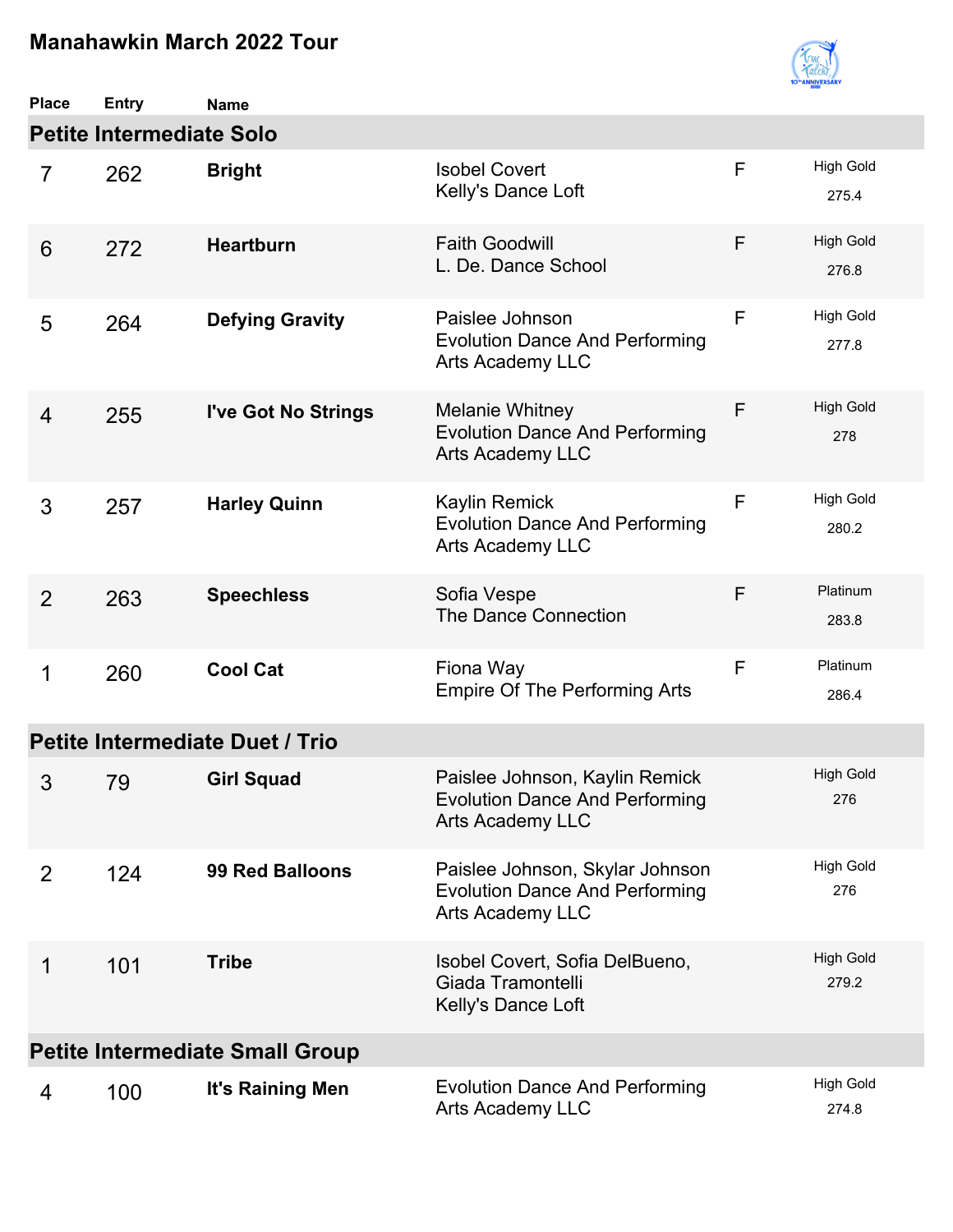# Manahawkin March 2022 Tour

## Petite Intermediate Solo

| Place | Entry | Name | | | |
|---|---|---|---|---|---|
| 7 | 262 | **Bright** | Isobel Covert<br>Kelly's Dance Loft | F | High Gold<br>275.4 |
| 6 | 272 | **Heartburn** | Faith Goodwill<br>L. De. Dance School | F | High Gold<br>276.8 |
| 5 | 264 | **Defying Gravity** | Paislee Johnson<br>Evolution Dance And Performing Arts Academy LLC | F | High Gold<br>277.8 |
| 4 | 255 | **I've Got No Strings** | Melanie Whitney<br>Evolution Dance And Performing Arts Academy LLC | F | High Gold<br>278 |
| 3 | 257 | **Harley Quinn** | Kaylin Remick<br>Evolution Dance And Performing Arts Academy LLC | F | High Gold<br>280.2 |
| 2 | 263 | **Speechless** | Sofia Vespe<br>The Dance Connection | F | Platinum<br>283.8 |
| 1 | 260 | **Cool Cat** | Fiona Way<br>Empire Of The Performing Arts | F | Platinum<br>286.4 |

## Petite Intermediate Duet / Trio

| Place | Entry | Name | | | |
|---|---|---|---|---|---|
| 3 | 79 | **Girl Squad** | Paislee Johnson, Kaylin Remick<br>Evolution Dance And Performing Arts Academy LLC | | High Gold<br>276 |
| 2 | 124 | **99 Red Balloons** | Paislee Johnson, Skylar Johnson<br>Evolution Dance And Performing Arts Academy LLC | | High Gold<br>276 |
| 1 | 101 | **Tribe** | Isobel Covert, Sofia DelBueno, Giada Tramontelli<br>Kelly's Dance Loft | | High Gold<br>279.2 |

## Petite Intermediate Small Group

| Place | Entry | Name | | | |
|---|---|---|---|---|---|
| 4 | 100 | **It's Raining Men** | Evolution Dance And Performing Arts Academy LLC | | High Gold<br>274.8 |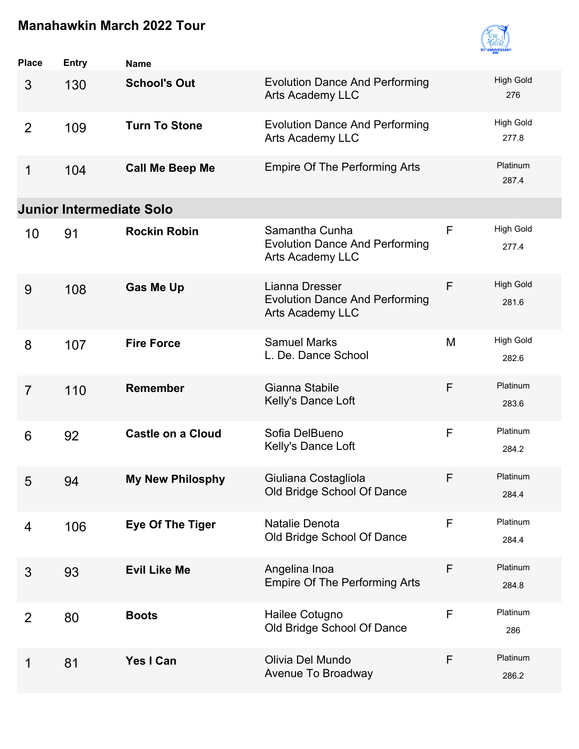# Manahawkin March 2022 Tour

| Place | Entry | Name | | | |
|---|---|---|---|---|---|
| 3 | 130 | **School's Out** | Evolution Dance And Performing Arts Academy LLC | | High Gold 276 |
| 2 | 109 | **Turn To Stone** | Evolution Dance And Performing Arts Academy LLC | | High Gold 277.8 |
| 1 | 104 | **Call Me Beep Me** | Empire Of The Performing Arts | | Platinum 287.4 |

## Junior Intermediate Solo

| Place | Entry | Name | | | |
|---|---|---|---|---|---|
| 10 | 91 | **Rockin Robin** | Samantha Cunha Evolution Dance And Performing Arts Academy LLC | F | High Gold 277.4 |
| 9 | 108 | **Gas Me Up** | Lianna Dresser Evolution Dance And Performing Arts Academy LLC | F | High Gold 281.6 |
| 8 | 107 | **Fire Force** | Samuel Marks L. De. Dance School | M | High Gold 282.6 |
| 7 | 110 | **Remember** | Gianna Stabile Kelly's Dance Loft | F | Platinum 283.6 |
| 6 | 92 | **Castle on a Cloud** | Sofia DelBueno Kelly's Dance Loft | F | Platinum 284.2 |
| 5 | 94 | **My New Philosphy** | Giuliana Costagliola Old Bridge School Of Dance | F | Platinum 284.4 |
| 4 | 106 | **Eye Of The Tiger** | Natalie Denota Old Bridge School Of Dance | F | Platinum 284.4 |
| 3 | 93 | **Evil Like Me** | Angelina Inoa Empire Of The Performing Arts | F | Platinum 284.8 |
| 2 | 80 | **Boots** | Hailee Cotugno Old Bridge School Of Dance | F | Platinum 286 |
| 1 | 81 | **Yes I Can** | Olivia Del Mundo Avenue To Broadway | F | Platinum 286.2 |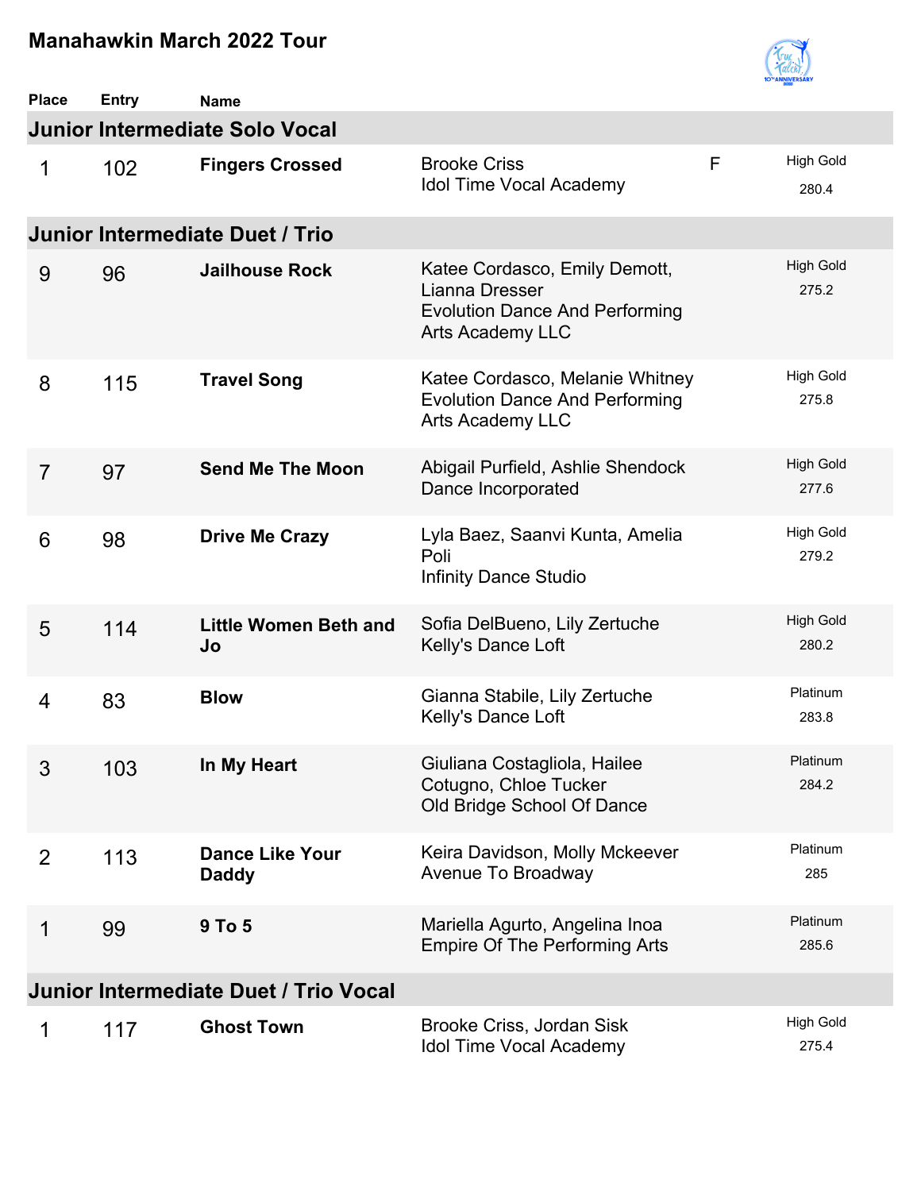# Manahawkin March 2022 Tour

| Place | Entry | Name | | | |
|---|---|---|---|---|---|
| **Junior Intermediate Solo Vocal** | | | | | |
| 1 | 102 | **Fingers Crossed** | Brooke Criss<br>Idol Time Vocal Academy | F | High Gold<br>280.4 |
| **Junior Intermediate Duet / Trio** | | | | | |
| 9 | 96 | **Jailhouse Rock** | Katee Cordasco, Emily Demott, Lianna Dresser<br>Evolution Dance And Performing Arts Academy LLC | | High Gold<br>275.2 |
| 8 | 115 | **Travel Song** | Katee Cordasco, Melanie Whitney<br>Evolution Dance And Performing Arts Academy LLC | | High Gold<br>275.8 |
| 7 | 97 | **Send Me The Moon** | Abigail Purfield, Ashlie Shendock<br>Dance Incorporated | | High Gold<br>277.6 |
| 6 | 98 | **Drive Me Crazy** | Lyla Baez, Saanvi Kunta, Amelia Poli<br>Infinity Dance Studio | | High Gold<br>279.2 |
| 5 | 114 | **Little Women Beth and Jo** | Sofia DelBueno, Lily Zertuche<br>Kelly's Dance Loft | | High Gold<br>280.2 |
| 4 | 83 | **Blow** | Gianna Stabile, Lily Zertuche<br>Kelly's Dance Loft | | Platinum<br>283.8 |
| 3 | 103 | **In My Heart** | Giuliana Costagliola, Hailee Cotugno, Chloe Tucker<br>Old Bridge School Of Dance | | Platinum<br>284.2 |
| 2 | 113 | **Dance Like Your Daddy** | Keira Davidson, Molly Mckeever<br>Avenue To Broadway | | Platinum<br>285 |
| 1 | 99 | **9 To 5** | Mariella Agurto, Angelina Inoa<br>Empire Of The Performing Arts | | Platinum<br>285.6 |
| **Junior Intermediate Duet / Trio Vocal** | | | | | |
| 1 | 117 | **Ghost Town** | Brooke Criss, Jordan Sisk<br>Idol Time Vocal Academy | | High Gold<br>275.4 |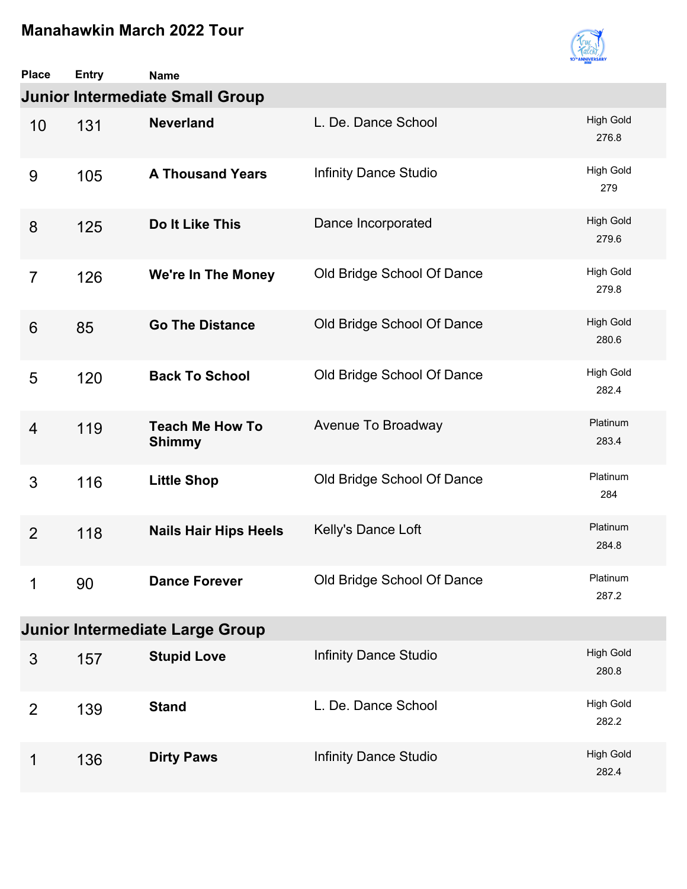# Manahawkin March 2022 Tour

## Junior Intermediate Small Group

| Place | Entry | Name | Studio | Award / Score |
|---|---|---|---|---|
| 10 | 131 | **Neverland** | L. De. Dance School | High Gold 276.8 |
| 9 | 105 | **A Thousand Years** | Infinity Dance Studio | High Gold 279 |
| 8 | 125 | **Do It Like This** | Dance Incorporated | High Gold 279.6 |
| 7 | 126 | **We're In The Money** | Old Bridge School Of Dance | High Gold 279.8 |
| 6 | 85 | **Go The Distance** | Old Bridge School Of Dance | High Gold 280.6 |
| 5 | 120 | **Back To School** | Old Bridge School Of Dance | High Gold 282.4 |
| 4 | 119 | **Teach Me How To Shimmy** | Avenue To Broadway | Platinum 283.4 |
| 3 | 116 | **Little Shop** | Old Bridge School Of Dance | Platinum 284 |
| 2 | 118 | **Nails Hair Hips Heels** | Kelly's Dance Loft | Platinum 284.8 |
| 1 | 90 | **Dance Forever** | Old Bridge School Of Dance | Platinum 287.2 |

## Junior Intermediate Large Group

| Place | Entry | Name | Studio | Award / Score |
|---|---|---|---|---|
| 3 | 157 | **Stupid Love** | Infinity Dance Studio | High Gold 280.8 |
| 2 | 139 | **Stand** | L. De. Dance School | High Gold 282.2 |
| 1 | 136 | **Dirty Paws** | Infinity Dance Studio | High Gold 282.4 |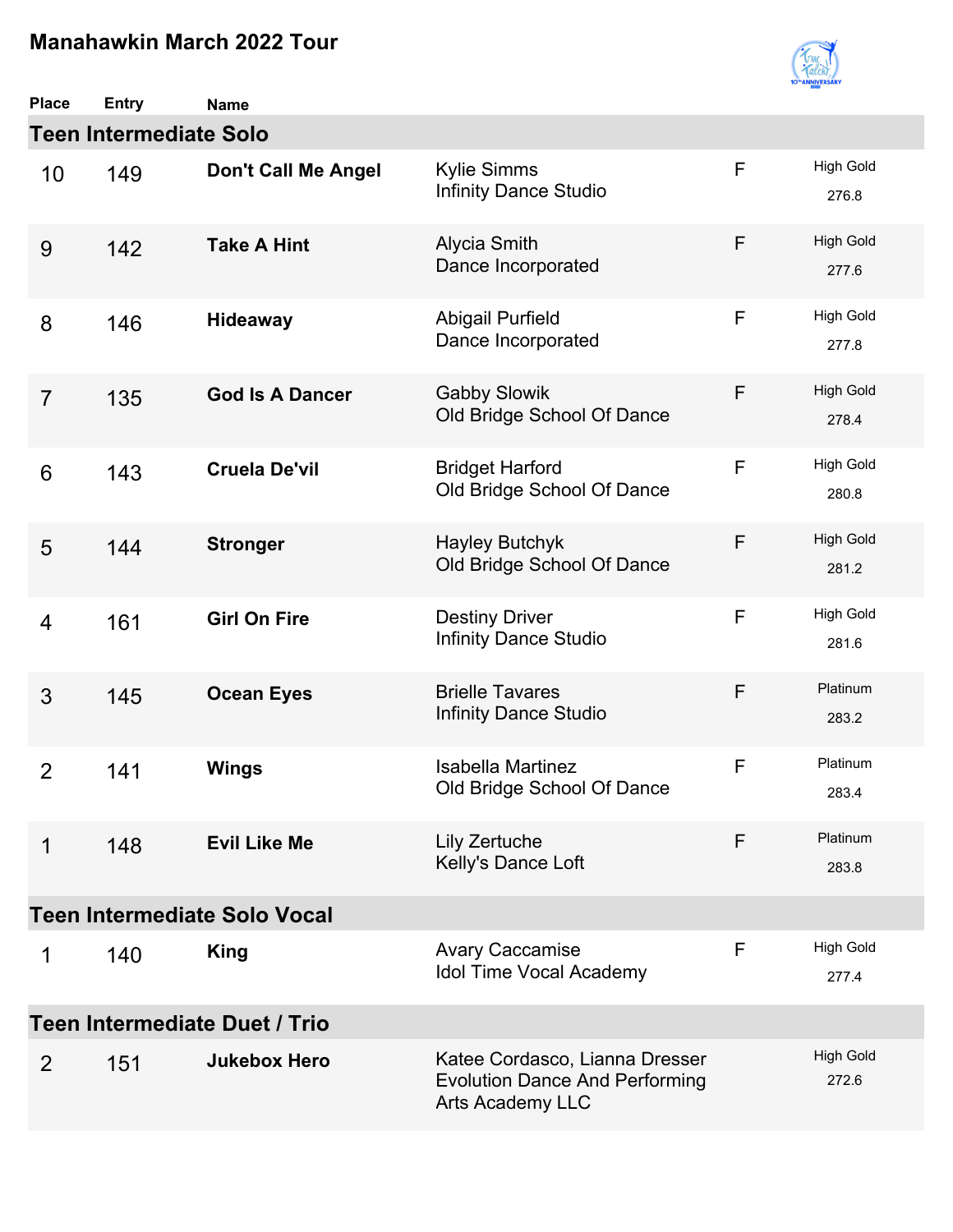# Manahawkin March 2022 Tour

## Teen Intermediate Solo

| Place | Entry | Name | | | |
|---|---|---|---|---|---|
| 10 | 149 | **Don't Call Me Angel** | Kylie Simms<br>Infinity Dance Studio | F | High Gold<br>276.8 |
| 9 | 142 | **Take A Hint** | Alycia Smith<br>Dance Incorporated | F | High Gold<br>277.6 |
| 8 | 146 | **Hideaway** | Abigail Purfield<br>Dance Incorporated | F | High Gold<br>277.8 |
| 7 | 135 | **God Is A Dancer** | Gabby Slowik<br>Old Bridge School Of Dance | F | High Gold<br>278.4 |
| 6 | 143 | **Cruela De'vil** | Bridget Harford<br>Old Bridge School Of Dance | F | High Gold<br>280.8 |
| 5 | 144 | **Stronger** | Hayley Butchyk<br>Old Bridge School Of Dance | F | High Gold<br>281.2 |
| 4 | 161 | **Girl On Fire** | Destiny Driver<br>Infinity Dance Studio | F | High Gold<br>281.6 |
| 3 | 145 | **Ocean Eyes** | Brielle Tavares<br>Infinity Dance Studio | F | Platinum<br>283.2 |
| 2 | 141 | **Wings** | Isabella Martinez<br>Old Bridge School Of Dance | F | Platinum<br>283.4 |
| 1 | 148 | **Evil Like Me** | Lily Zertuche<br>Kelly's Dance Loft | F | Platinum<br>283.8 |

## Teen Intermediate Solo Vocal

| Place | Entry | Name | | | |
|---|---|---|---|---|---|
| 1 | 140 | **King** | Avary Caccamise<br>Idol Time Vocal Academy | F | High Gold<br>277.4 |

## Teen Intermediate Duet / Trio

| Place | Entry | Name | | | |
|---|---|---|---|---|---|
| 2 | 151 | **Jukebox Hero** | Katee Cordasco, Lianna Dresser<br>Evolution Dance And Performing Arts Academy LLC | | High Gold<br>272.6 |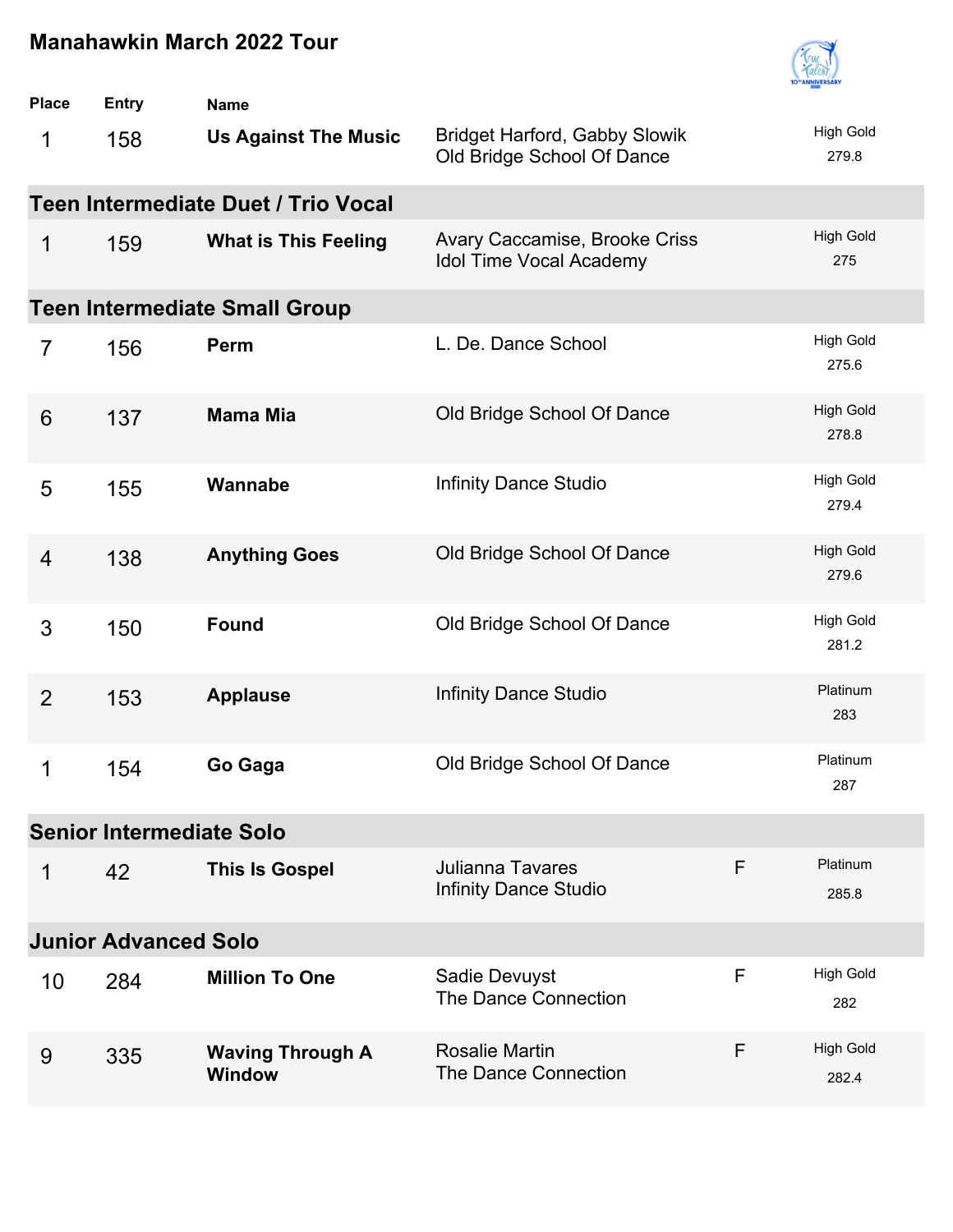## Manahawkin March 2022 Tour

| Place | Entry | Name | | | |
|---|---|---|---|---|---|
| 1 | 158 | **Us Against The Music** | Bridget Harford, Gabby Slowik<br>Old Bridge School Of Dance | | High Gold<br>279.8 |

### Teen Intermediate Duet / Trio Vocal

| Place | Entry | Name | | | |
|---|---|---|---|---|---|
| 1 | 159 | **What is This Feeling** | Avary Caccamise, Brooke Criss<br>Idol Time Vocal Academy | | High Gold<br>275 |

### Teen Intermediate Small Group

| Place | Entry | Name | | | |
|---|---|---|---|---|---|
| 7 | 156 | **Perm** | L. De. Dance School | | High Gold<br>275.6 |
| 6 | 137 | **Mama Mia** | Old Bridge School Of Dance | | High Gold<br>278.8 |
| 5 | 155 | **Wannabe** | Infinity Dance Studio | | High Gold<br>279.4 |
| 4 | 138 | **Anything Goes** | Old Bridge School Of Dance | | High Gold<br>279.6 |
| 3 | 150 | **Found** | Old Bridge School Of Dance | | High Gold<br>281.2 |
| 2 | 153 | **Applause** | Infinity Dance Studio | | Platinum<br>283 |
| 1 | 154 | **Go Gaga** | Old Bridge School Of Dance | | Platinum<br>287 |

### Senior Intermediate Solo

| Place | Entry | Name | | | |
|---|---|---|---|---|---|
| 1 | 42 | **This Is Gospel** | Julianna Tavares<br>Infinity Dance Studio | F | Platinum<br>285.8 |

### Junior Advanced Solo

| Place | Entry | Name | | | |
|---|---|---|---|---|---|
| 10 | 284 | **Million To One** | Sadie Devuyst<br>The Dance Connection | F | High Gold<br>282 |
| 9 | 335 | **Waving Through A Window** | Rosalie Martin<br>The Dance Connection | F | High Gold<br>282.4 |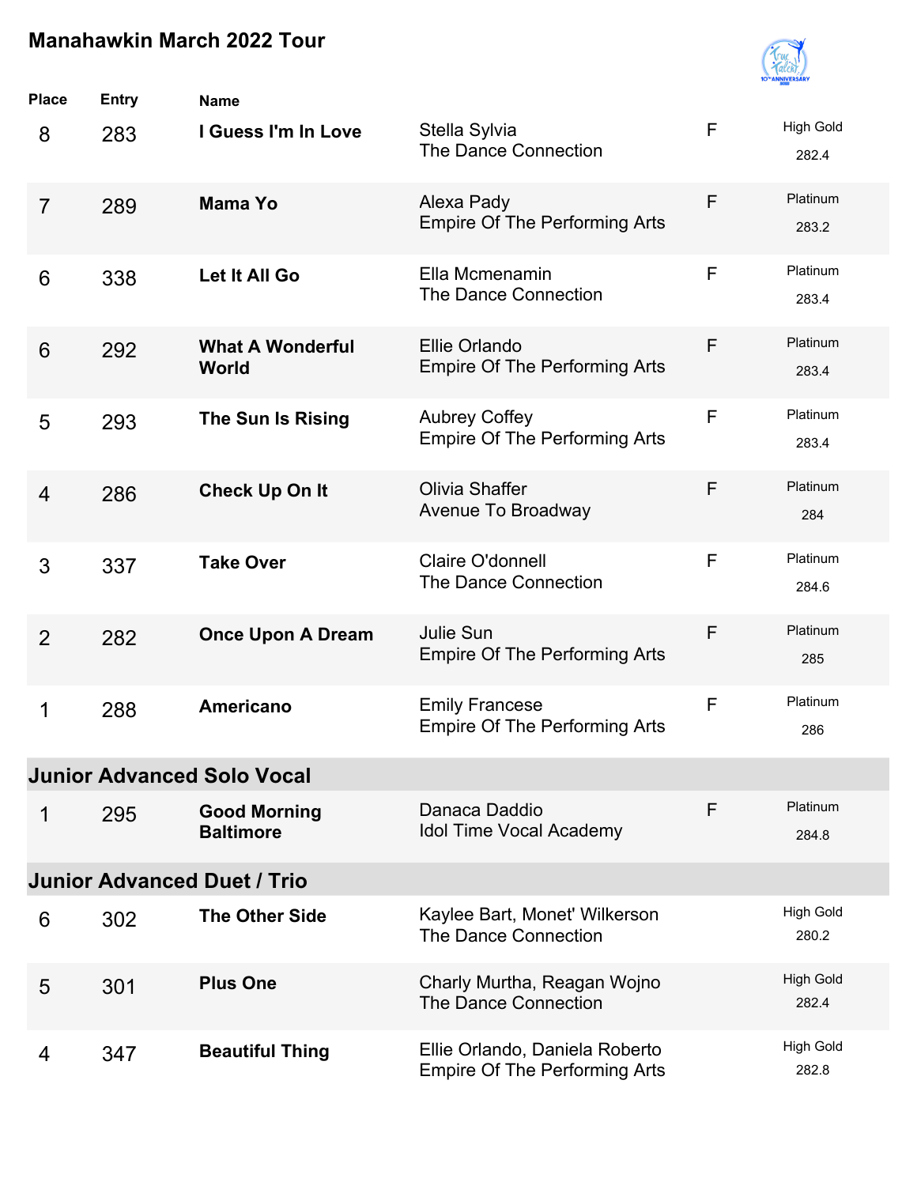## Manahawkin March 2022 Tour

| Place | Entry | Name | | | |
|---|---|---|---|---|---|
| 8 | 283 | **I Guess I'm In Love** | Stella Sylvia<br>The Dance Connection | F | High Gold<br>282.4 |
| 7 | 289 | **Mama Yo** | Alexa Pady<br>Empire Of The Performing Arts | F | Platinum<br>283.2 |
| 6 | 338 | **Let It All Go** | Ella Mcmenamin<br>The Dance Connection | F | Platinum<br>283.4 |
| 6 | 292 | **What A Wonderful World** | Ellie Orlando<br>Empire Of The Performing Arts | F | Platinum<br>283.4 |
| 5 | 293 | **The Sun Is Rising** | Aubrey Coffey<br>Empire Of The Performing Arts | F | Platinum<br>283.4 |
| 4 | 286 | **Check Up On It** | Olivia Shaffer<br>Avenue To Broadway | F | Platinum<br>284 |
| 3 | 337 | **Take Over** | Claire O'donnell<br>The Dance Connection | F | Platinum<br>284.6 |
| 2 | 282 | **Once Upon A Dream** | Julie Sun<br>Empire Of The Performing Arts | F | Platinum<br>285 |
| 1 | 288 | **Americano** | Emily Francese<br>Empire Of The Performing Arts | F | Platinum<br>286 |

### Junior Advanced Solo Vocal

| Place | Entry | Name | | | |
|---|---|---|---|---|---|
| 1 | 295 | **Good Morning Baltimore** | Danaca Daddio<br>Idol Time Vocal Academy | F | Platinum<br>284.8 |

### Junior Advanced Duet / Trio

| Place | Entry | Name | | | |
|---|---|---|---|---|---|
| 6 | 302 | **The Other Side** | Kaylee Bart, Monet' Wilkerson<br>The Dance Connection | | High Gold<br>280.2 |
| 5 | 301 | **Plus One** | Charly Murtha, Reagan Wojno<br>The Dance Connection | | High Gold<br>282.4 |
| 4 | 347 | **Beautiful Thing** | Ellie Orlando, Daniela Roberto<br>Empire Of The Performing Arts | | High Gold<br>282.8 |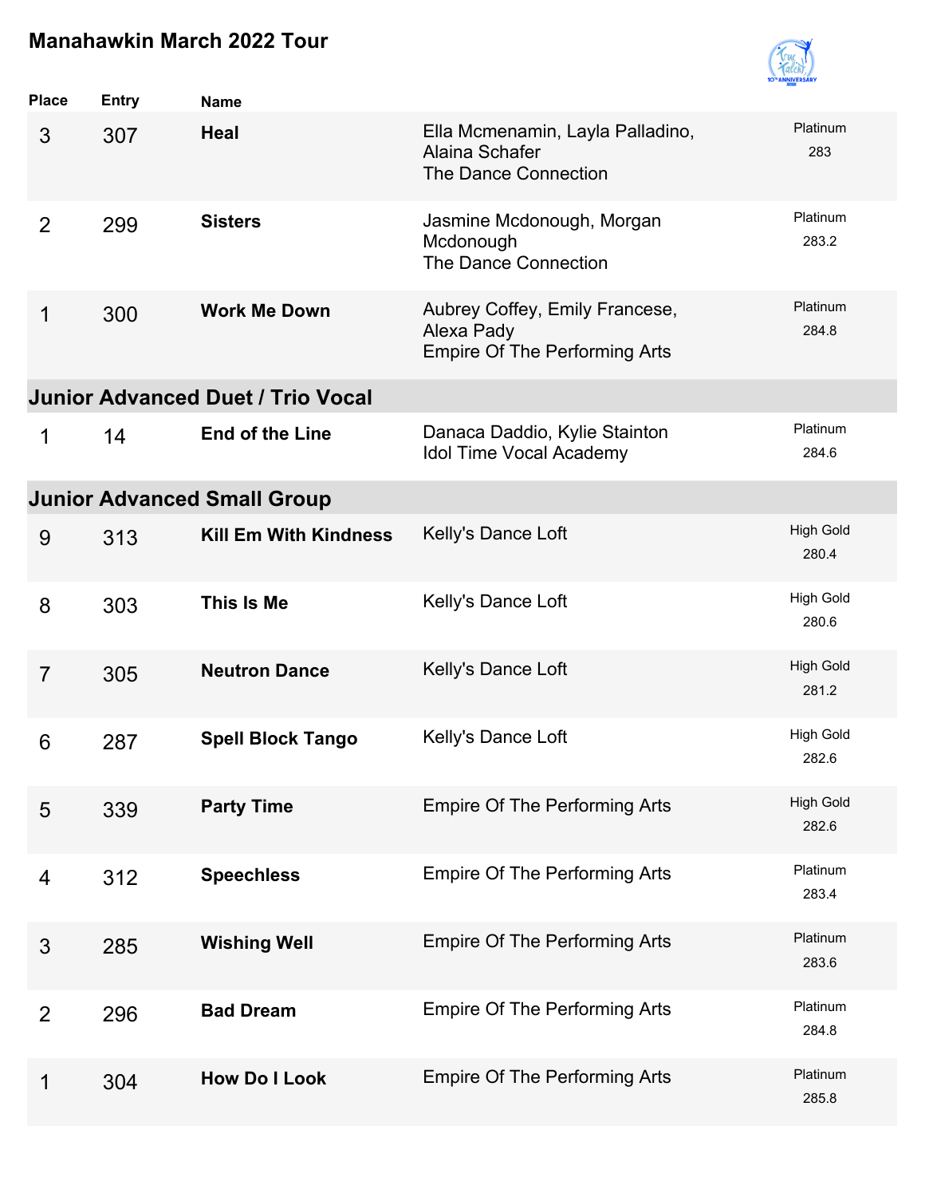# Manahawkin March 2022 Tour

| Place | Entry | Name | | |
|---|---|---|---|---|
| 3 | 307 | **Heal** | Ella Mcmenamin, Layla Palladino, Alaina Schafer<br>The Dance Connection | Platinum<br>283 |
| 2 | 299 | **Sisters** | Jasmine Mcdonough, Morgan Mcdonough<br>The Dance Connection | Platinum<br>283.2 |
| 1 | 300 | **Work Me Down** | Aubrey Coffey, Emily Francese, Alexa Pady<br>Empire Of The Performing Arts | Platinum<br>284.8 |

## Junior Advanced Duet / Trio Vocal

| Place | Entry | Name | | |
|---|---|---|---|---|
| 1 | 14 | **End of the Line** | Danaca Daddio, Kylie Stainton<br>Idol Time Vocal Academy | Platinum<br>284.6 |

## Junior Advanced Small Group

| Place | Entry | Name | | |
|---|---|---|---|---|
| 9 | 313 | **Kill Em With Kindness** | Kelly's Dance Loft | High Gold<br>280.4 |
| 8 | 303 | **This Is Me** | Kelly's Dance Loft | High Gold<br>280.6 |
| 7 | 305 | **Neutron Dance** | Kelly's Dance Loft | High Gold<br>281.2 |
| 6 | 287 | **Spell Block Tango** | Kelly's Dance Loft | High Gold<br>282.6 |
| 5 | 339 | **Party Time** | Empire Of The Performing Arts | High Gold<br>282.6 |
| 4 | 312 | **Speechless** | Empire Of The Performing Arts | Platinum<br>283.4 |
| 3 | 285 | **Wishing Well** | Empire Of The Performing Arts | Platinum<br>283.6 |
| 2 | 296 | **Bad Dream** | Empire Of The Performing Arts | Platinum<br>284.8 |
| 1 | 304 | **How Do I Look** | Empire Of The Performing Arts | Platinum<br>285.8 |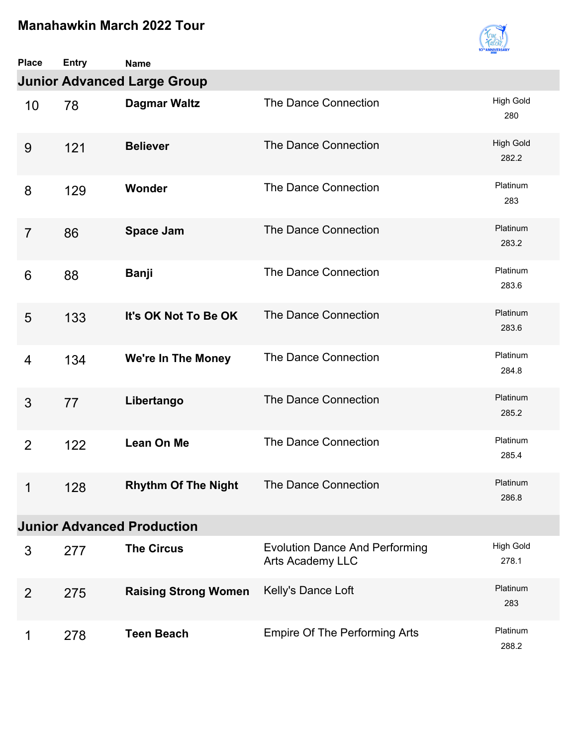# Manahawkin March 2022 Tour

| Place | Entry | Name | Studio | Award / Score |
|---|---|---|---|---|
| **Junior Advanced Large Group** | | | | |
| 10 | 78 | **Dagmar Waltz** | The Dance Connection | High Gold 280 |
| 9 | 121 | **Believer** | The Dance Connection | High Gold 282.2 |
| 8 | 129 | **Wonder** | The Dance Connection | Platinum 283 |
| 7 | 86 | **Space Jam** | The Dance Connection | Platinum 283.2 |
| 6 | 88 | **Banji** | The Dance Connection | Platinum 283.6 |
| 5 | 133 | **It's OK Not To Be OK** | The Dance Connection | Platinum 283.6 |
| 4 | 134 | **We're In The Money** | The Dance Connection | Platinum 284.8 |
| 3 | 77 | **Libertango** | The Dance Connection | Platinum 285.2 |
| 2 | 122 | **Lean On Me** | The Dance Connection | Platinum 285.4 |
| 1 | 128 | **Rhythm Of The Night** | The Dance Connection | Platinum 286.8 |
| **Junior Advanced Production** | | | | |
| 3 | 277 | **The Circus** | Evolution Dance And Performing Arts Academy LLC | High Gold 278.1 |
| 2 | 275 | **Raising Strong Women** | Kelly's Dance Loft | Platinum 283 |
| 1 | 278 | **Teen Beach** | Empire Of The Performing Arts | Platinum 288.2 |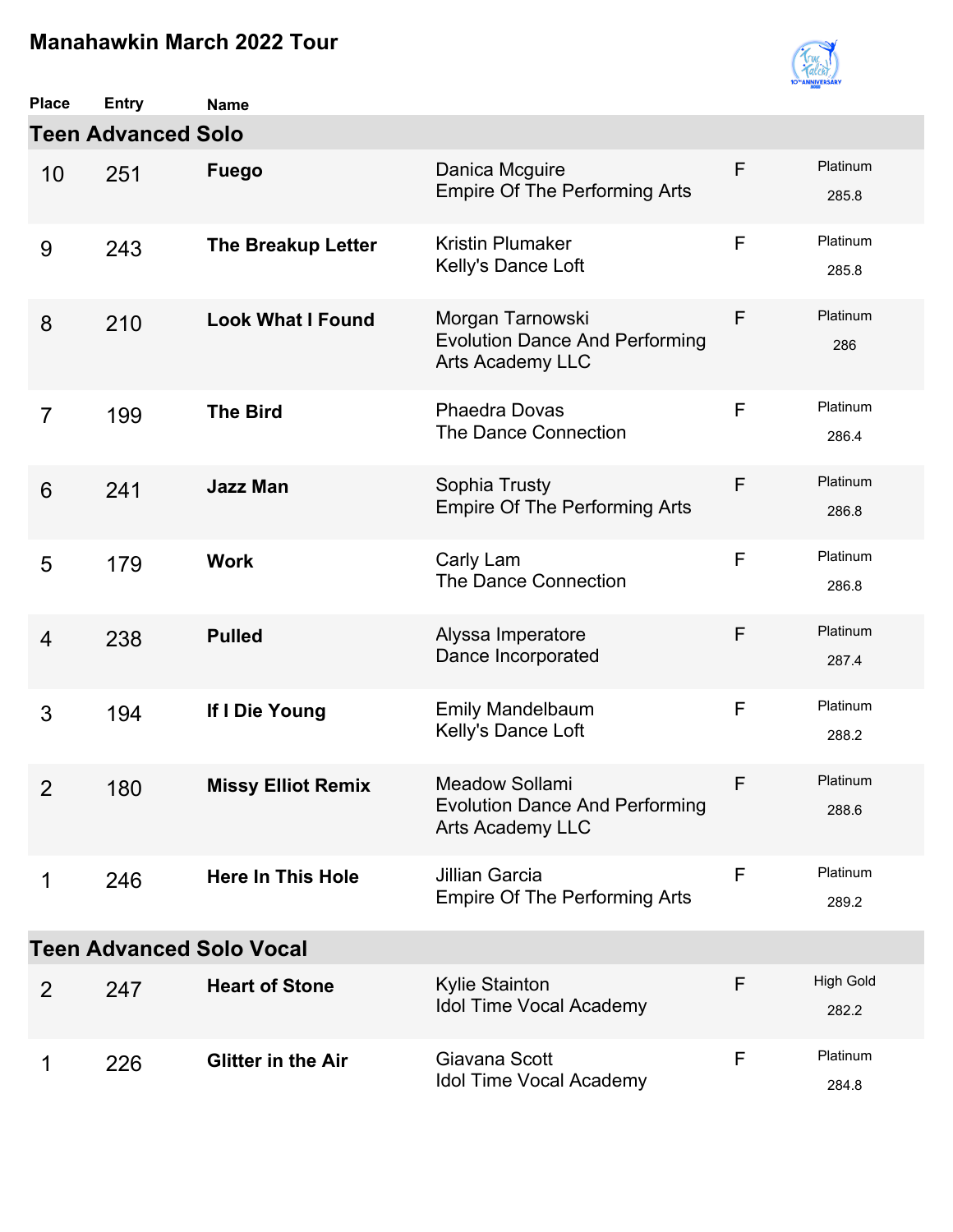# Manahawkin March 2022 Tour

| Place | Entry | Name | | | |
|---|---|---|---|---|---|
| **Teen Advanced Solo** | | | | | |
| 10 | 251 | **Fuego** | Danica Mcguire<br>Empire Of The Performing Arts | F | Platinum<br>285.8 |
| 9 | 243 | **The Breakup Letter** | Kristin Plumaker<br>Kelly's Dance Loft | F | Platinum<br>285.8 |
| 8 | 210 | **Look What I Found** | Morgan Tarnowski<br>Evolution Dance And Performing Arts Academy LLC | F | Platinum<br>286 |
| 7 | 199 | **The Bird** | Phaedra Dovas<br>The Dance Connection | F | Platinum<br>286.4 |
| 6 | 241 | **Jazz Man** | Sophia Trusty<br>Empire Of The Performing Arts | F | Platinum<br>286.8 |
| 5 | 179 | **Work** | Carly Lam<br>The Dance Connection | F | Platinum<br>286.8 |
| 4 | 238 | **Pulled** | Alyssa Imperatore<br>Dance Incorporated | F | Platinum<br>287.4 |
| 3 | 194 | **If I Die Young** | Emily Mandelbaum<br>Kelly's Dance Loft | F | Platinum<br>288.2 |
| 2 | 180 | **Missy Elliot Remix** | Meadow Sollami<br>Evolution Dance And Performing Arts Academy LLC | F | Platinum<br>288.6 |
| 1 | 246 | **Here In This Hole** | Jillian Garcia<br>Empire Of The Performing Arts | F | Platinum<br>289.2 |
| **Teen Advanced Solo Vocal** | | | | | |
| 2 | 247 | **Heart of Stone** | Kylie Stainton<br>Idol Time Vocal Academy | F | High Gold<br>282.2 |
| 1 | 226 | **Glitter in the Air** | Giavana Scott<br>Idol Time Vocal Academy | F | Platinum<br>284.8 |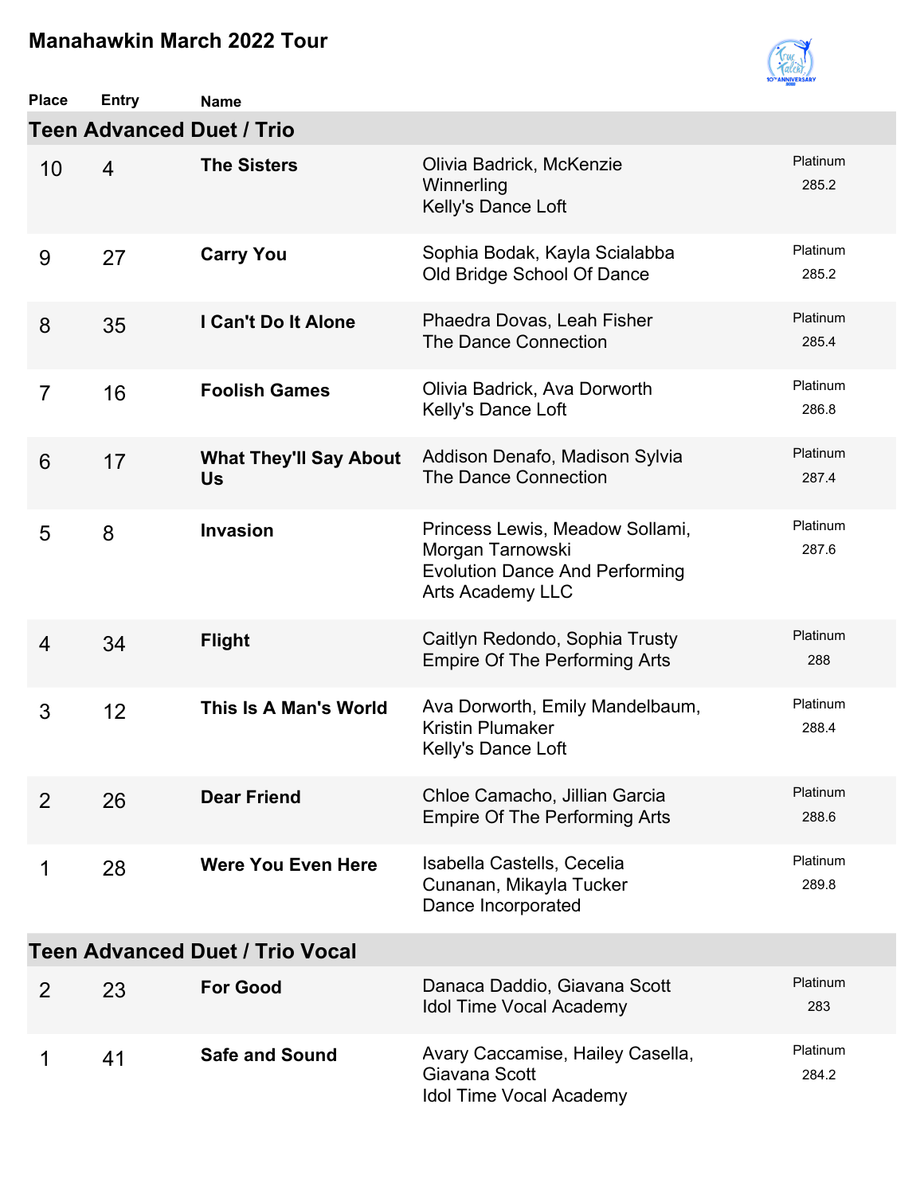# Manahawkin March 2022 Tour

## Teen Advanced Duet / Trio

| Place | Entry | Name | | |
|---|---|---|---|---|
| 10 | 4 | **The Sisters** | Olivia Badrick, McKenzie Winnerling<br>Kelly's Dance Loft | Platinum<br>285.2 |
| 9 | 27 | **Carry You** | Sophia Bodak, Kayla Scialabba<br>Old Bridge School Of Dance | Platinum<br>285.2 |
| 8 | 35 | **I Can't Do It Alone** | Phaedra Dovas, Leah Fisher<br>The Dance Connection | Platinum<br>285.4 |
| 7 | 16 | **Foolish Games** | Olivia Badrick, Ava Dorworth<br>Kelly's Dance Loft | Platinum<br>286.8 |
| 6 | 17 | **What They'll Say About Us** | Addison Denafo, Madison Sylvia<br>The Dance Connection | Platinum<br>287.4 |
| 5 | 8 | **Invasion** | Princess Lewis, Meadow Sollami, Morgan Tarnowski<br>Evolution Dance And Performing Arts Academy LLC | Platinum<br>287.6 |
| 4 | 34 | **Flight** | Caitlyn Redondo, Sophia Trusty<br>Empire Of The Performing Arts | Platinum<br>288 |
| 3 | 12 | **This Is A Man's World** | Ava Dorworth, Emily Mandelbaum, Kristin Plumaker<br>Kelly's Dance Loft | Platinum<br>288.4 |
| 2 | 26 | **Dear Friend** | Chloe Camacho, Jillian Garcia<br>Empire Of The Performing Arts | Platinum<br>288.6 |
| 1 | 28 | **Were You Even Here** | Isabella Castells, Cecelia Cunanan, Mikayla Tucker<br>Dance Incorporated | Platinum<br>289.8 |

## Teen Advanced Duet / Trio Vocal

| Place | Entry | Name | | |
|---|---|---|---|---|
| 2 | 23 | **For Good** | Danaca Daddio, Giavana Scott<br>Idol Time Vocal Academy | Platinum<br>283 |
| 1 | 41 | **Safe and Sound** | Avary Caccamise, Hailey Casella, Giavana Scott<br>Idol Time Vocal Academy | Platinum<br>284.2 |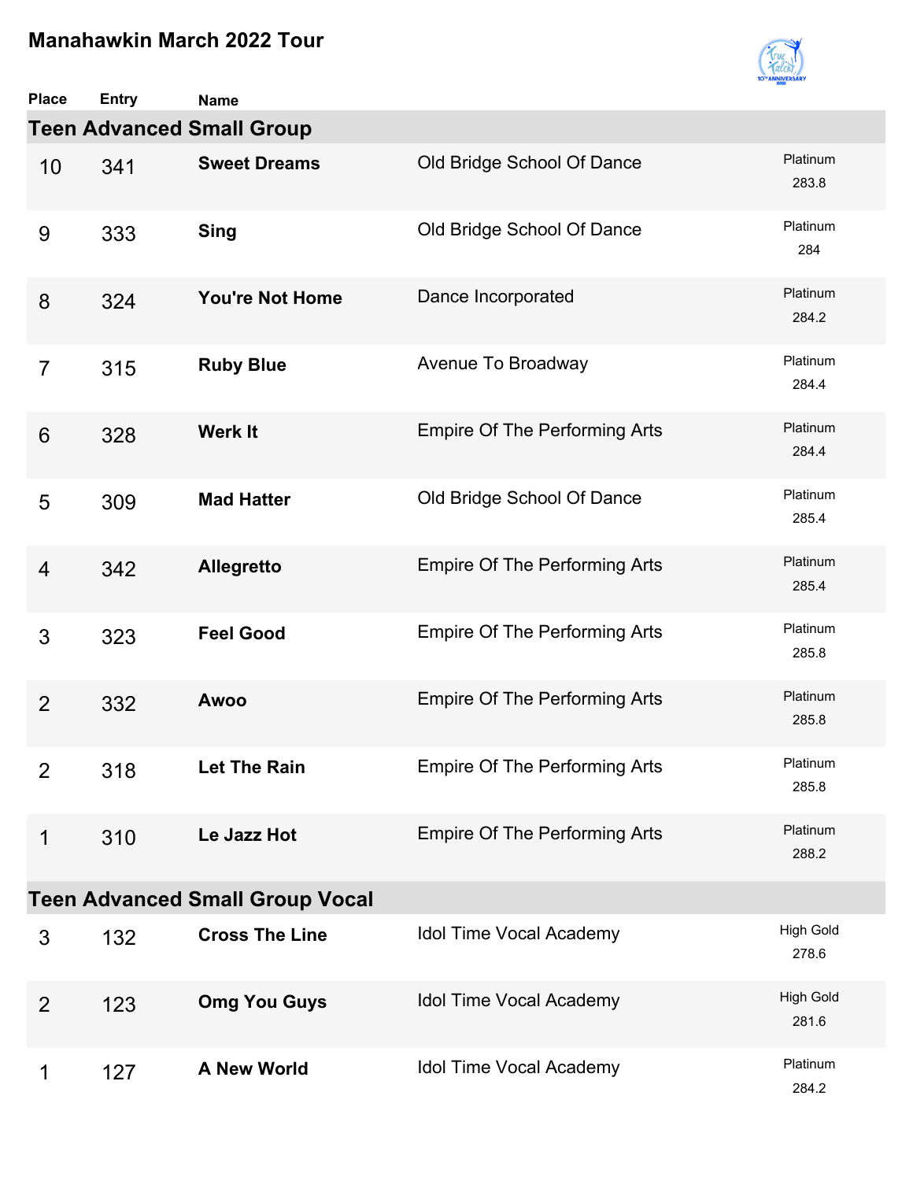# Manahawkin March 2022 Tour

| Place | Entry | Name | | |
|---|---|---|---|---|
| **Teen Advanced Small Group** | | | | |
| 10 | 341 | **Sweet Dreams** | Old Bridge School Of Dance | Platinum 283.8 |
| 9 | 333 | **Sing** | Old Bridge School Of Dance | Platinum 284 |
| 8 | 324 | **You're Not Home** | Dance Incorporated | Platinum 284.2 |
| 7 | 315 | **Ruby Blue** | Avenue To Broadway | Platinum 284.4 |
| 6 | 328 | **Werk It** | Empire Of The Performing Arts | Platinum 284.4 |
| 5 | 309 | **Mad Hatter** | Old Bridge School Of Dance | Platinum 285.4 |
| 4 | 342 | **Allegretto** | Empire Of The Performing Arts | Platinum 285.4 |
| 3 | 323 | **Feel Good** | Empire Of The Performing Arts | Platinum 285.8 |
| 2 | 332 | **Awoo** | Empire Of The Performing Arts | Platinum 285.8 |
| 2 | 318 | **Let The Rain** | Empire Of The Performing Arts | Platinum 285.8 |
| 1 | 310 | **Le Jazz Hot** | Empire Of The Performing Arts | Platinum 288.2 |
| **Teen Advanced Small Group Vocal** | | | | |
| 3 | 132 | **Cross The Line** | Idol Time Vocal Academy | High Gold 278.6 |
| 2 | 123 | **Omg You Guys** | Idol Time Vocal Academy | High Gold 281.6 |
| 1 | 127 | **A New World** | Idol Time Vocal Academy | Platinum 284.2 |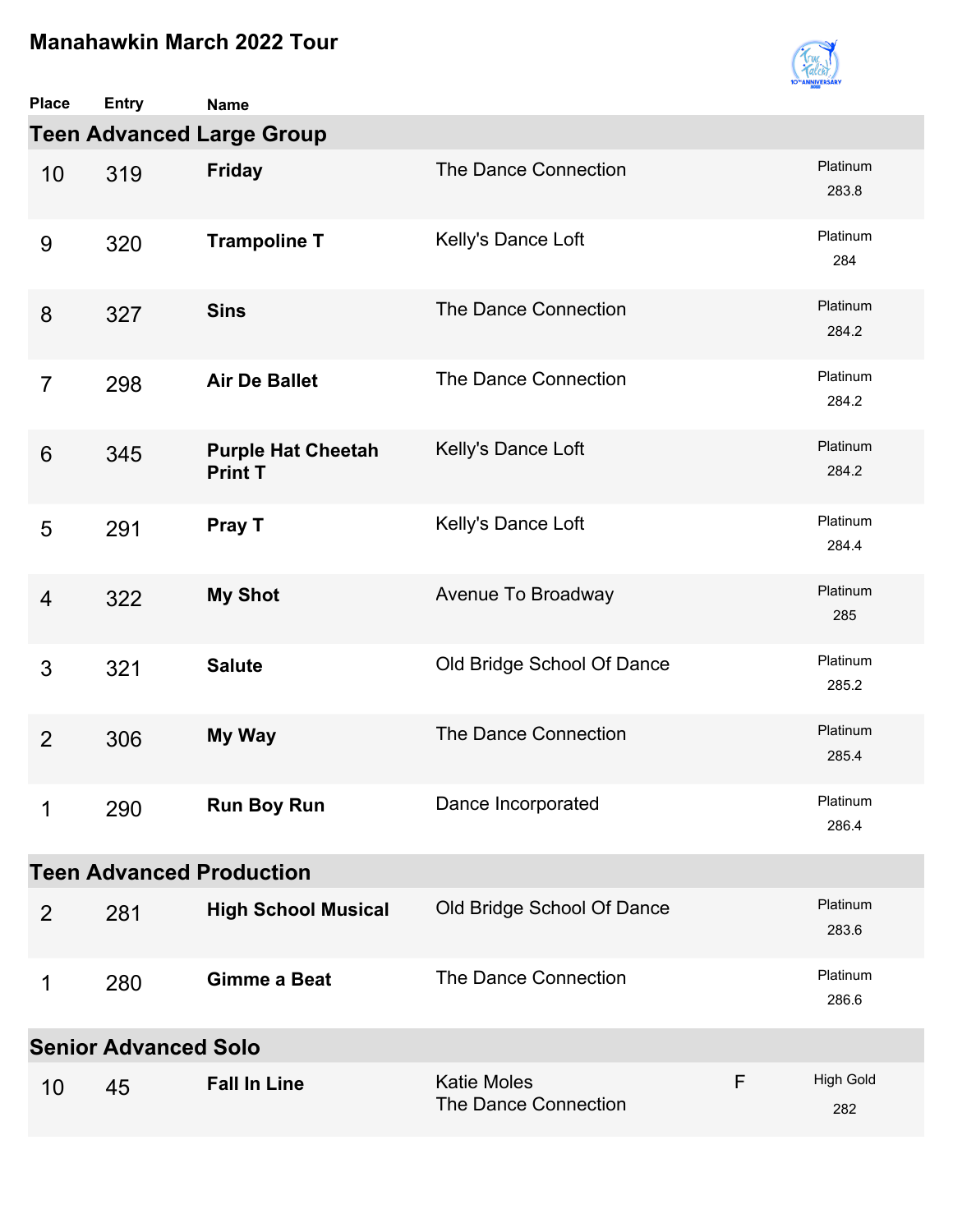# Manahawkin March 2022 Tour

| Place | Entry | Name | Studio | | Award / Score |
|---|---|---|---|---|---|
| **Teen Advanced Large Group** | | | | | |
| 10 | 319 | **Friday** | The Dance Connection | | Platinum 283.8 |
| 9 | 320 | **Trampoline T** | Kelly's Dance Loft | | Platinum 284 |
| 8 | 327 | **Sins** | The Dance Connection | | Platinum 284.2 |
| 7 | 298 | **Air De Ballet** | The Dance Connection | | Platinum 284.2 |
| 6 | 345 | **Purple Hat Cheetah Print T** | Kelly's Dance Loft | | Platinum 284.2 |
| 5 | 291 | **Pray T** | Kelly's Dance Loft | | Platinum 284.4 |
| 4 | 322 | **My Shot** | Avenue To Broadway | | Platinum 285 |
| 3 | 321 | **Salute** | Old Bridge School Of Dance | | Platinum 285.2 |
| 2 | 306 | **My Way** | The Dance Connection | | Platinum 285.4 |
| 1 | 290 | **Run Boy Run** | Dance Incorporated | | Platinum 286.4 |
| **Teen Advanced Production** | | | | | |
| 2 | 281 | **High School Musical** | Old Bridge School Of Dance | | Platinum 283.6 |
| 1 | 280 | **Gimme a Beat** | The Dance Connection | | Platinum 286.6 |
| **Senior Advanced Solo** | | | | | |
| 10 | 45 | **Fall In Line** | Katie Moles<br>The Dance Connection | F | High Gold 282 |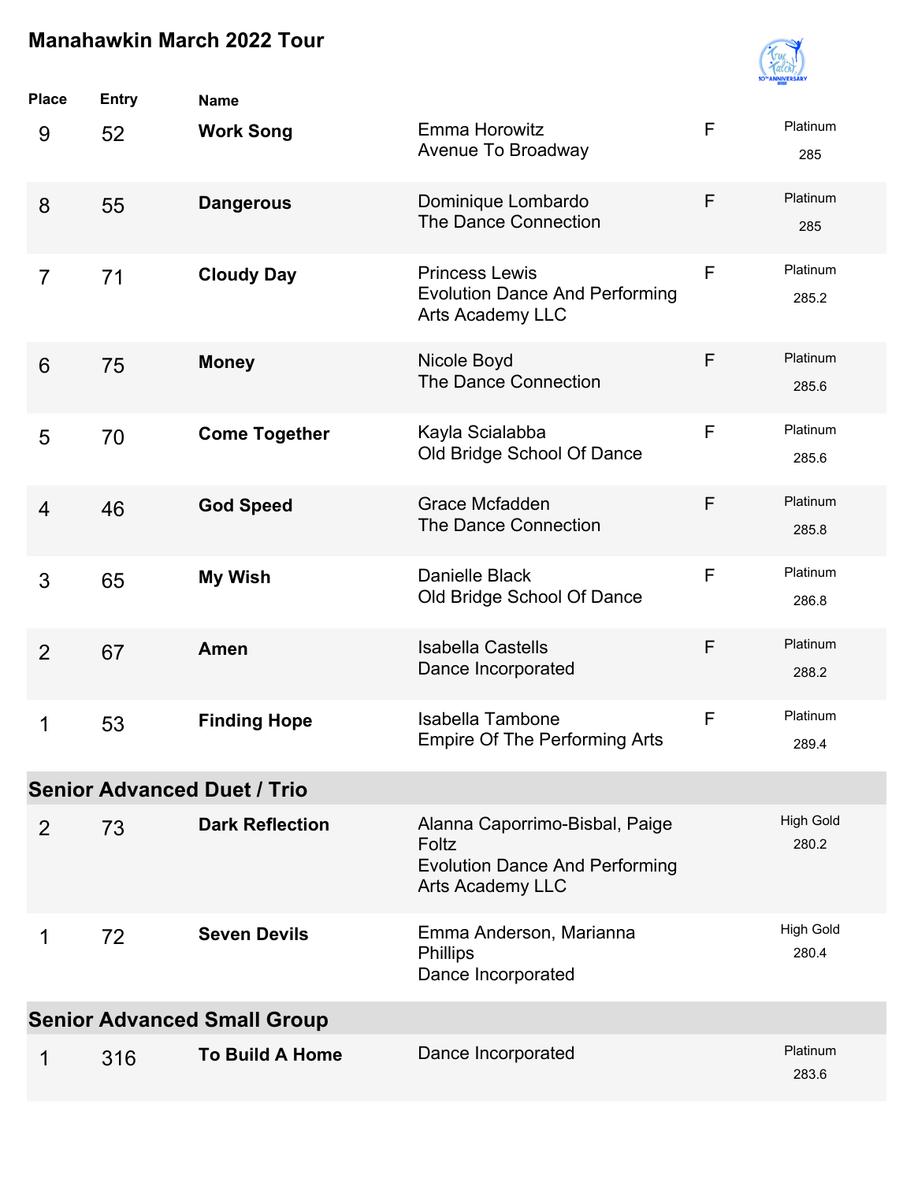## Manahawkin March 2022 Tour

| Place | Entry | Name | | | |
|---|---|---|---|---|---|
| 9 | 52 | **Work Song** | Emma Horowitz<br>Avenue To Broadway | F | Platinum<br>285 |
| 8 | 55 | **Dangerous** | Dominique Lombardo<br>The Dance Connection | F | Platinum<br>285 |
| 7 | 71 | **Cloudy Day** | Princess Lewis<br>Evolution Dance And Performing Arts Academy LLC | F | Platinum<br>285.2 |
| 6 | 75 | **Money** | Nicole Boyd<br>The Dance Connection | F | Platinum<br>285.6 |
| 5 | 70 | **Come Together** | Kayla Scialabba<br>Old Bridge School Of Dance | F | Platinum<br>285.6 |
| 4 | 46 | **God Speed** | Grace Mcfadden<br>The Dance Connection | F | Platinum<br>285.8 |
| 3 | 65 | **My Wish** | Danielle Black<br>Old Bridge School Of Dance | F | Platinum<br>286.8 |
| 2 | 67 | **Amen** | Isabella Castells<br>Dance Incorporated | F | Platinum<br>288.2 |
| 1 | 53 | **Finding Hope** | Isabella Tambone<br>Empire Of The Performing Arts | F | Platinum<br>289.4 |

### Senior Advanced Duet / Trio

| Place | Entry | Name | | | |
|---|---|---|---|---|---|
| 2 | 73 | **Dark Reflection** | Alanna Caporrimo-Bisbal, Paige Foltz<br>Evolution Dance And Performing Arts Academy LLC | | High Gold<br>280.2 |
| 1 | 72 | **Seven Devils** | Emma Anderson, Marianna Phillips<br>Dance Incorporated | | High Gold<br>280.4 |

### Senior Advanced Small Group

| Place | Entry | Name | | | |
|---|---|---|---|---|---|
| 1 | 316 | **To Build A Home** | Dance Incorporated | | Platinum<br>283.6 |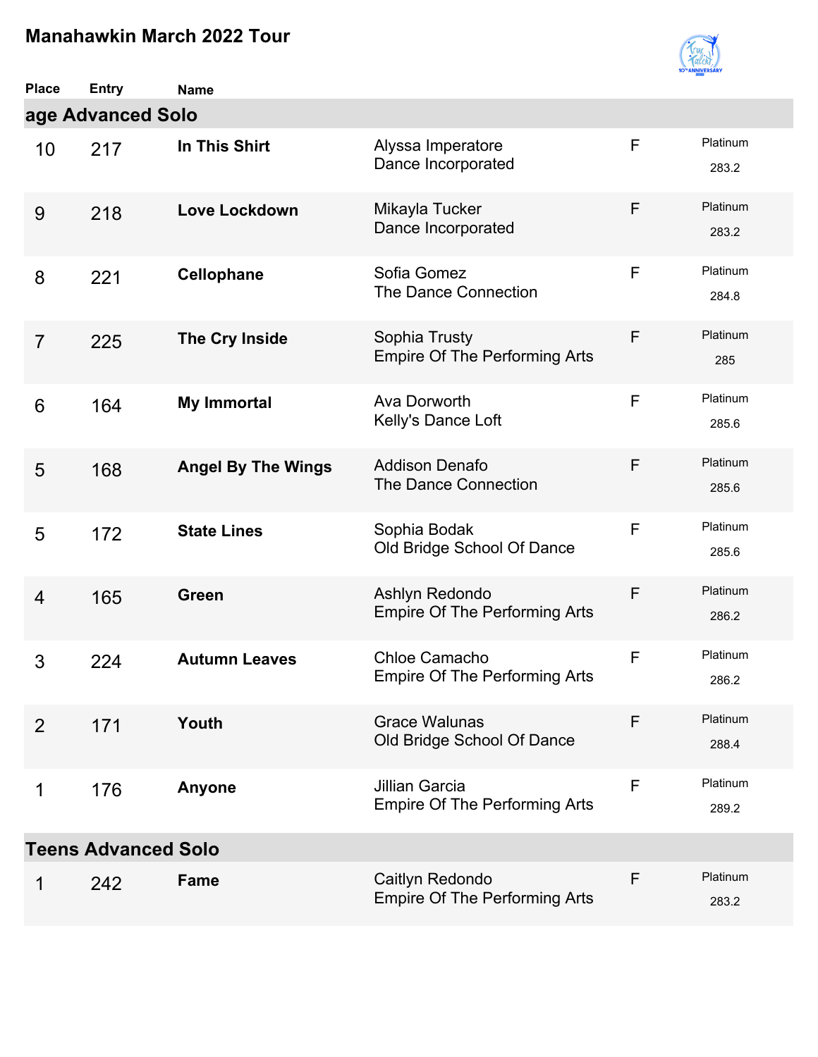## Manahawkin March 2022 Tour

| Place | Entry | Name | | | |
|---|---|---|---|---|---|
| **age Advanced Solo** | | | | | |
| 10 | 217 | **In This Shirt** | Alyssa Imperatore<br>Dance Incorporated | F | Platinum<br>283.2 |
| 9 | 218 | **Love Lockdown** | Mikayla Tucker<br>Dance Incorporated | F | Platinum<br>283.2 |
| 8 | 221 | **Cellophane** | Sofia Gomez<br>The Dance Connection | F | Platinum<br>284.8 |
| 7 | 225 | **The Cry Inside** | Sophia Trusty<br>Empire Of The Performing Arts | F | Platinum<br>285 |
| 6 | 164 | **My Immortal** | Ava Dorworth<br>Kelly's Dance Loft | F | Platinum<br>285.6 |
| 5 | 168 | **Angel By The Wings** | Addison Denafo<br>The Dance Connection | F | Platinum<br>285.6 |
| 5 | 172 | **State Lines** | Sophia Bodak<br>Old Bridge School Of Dance | F | Platinum<br>285.6 |
| 4 | 165 | **Green** | Ashlyn Redondo<br>Empire Of The Performing Arts | F | Platinum<br>286.2 |
| 3 | 224 | **Autumn Leaves** | Chloe Camacho<br>Empire Of The Performing Arts | F | Platinum<br>286.2 |
| 2 | 171 | **Youth** | Grace Walunas<br>Old Bridge School Of Dance | F | Platinum<br>288.4 |
| 1 | 176 | **Anyone** | Jillian Garcia<br>Empire Of The Performing Arts | F | Platinum<br>289.2 |
| **Teens Advanced Solo** | | | | | |
| 1 | 242 | **Fame** | Caitlyn Redondo<br>Empire Of The Performing Arts | F | Platinum<br>283.2 |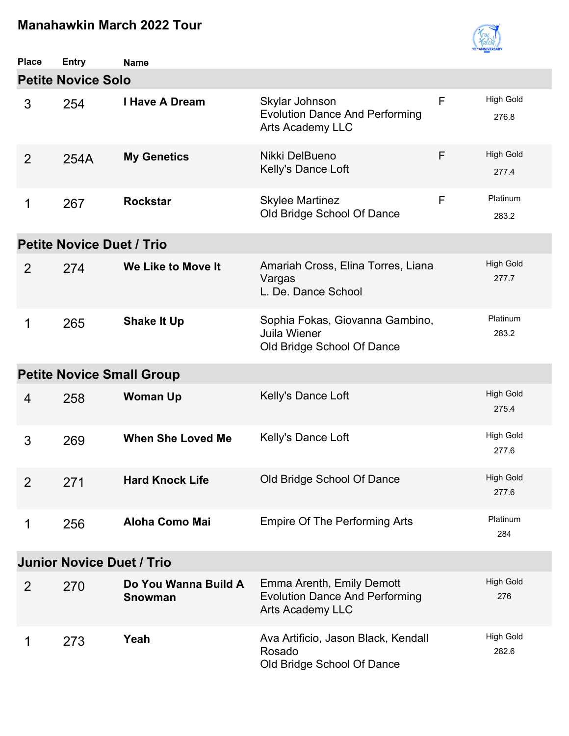# Manahawkin March 2022 Tour

| Place | Entry | Name | | | |
|---|---|---|---|---|---|
| **Petite Novice Solo** | | | | | |
| 3 | 254 | **I Have A Dream** | Skylar Johnson<br>Evolution Dance And Performing Arts Academy LLC | F | High Gold<br>276.8 |
| 2 | 254A | **My Genetics** | Nikki DelBueno<br>Kelly's Dance Loft | F | High Gold<br>277.4 |
| 1 | 267 | **Rockstar** | Skylee Martinez<br>Old Bridge School Of Dance | F | Platinum<br>283.2 |
| **Petite Novice Duet / Trio** | | | | | |
| 2 | 274 | **We Like to Move It** | Amariah Cross, Elina Torres, Liana Vargas<br>L. De. Dance School | | High Gold<br>277.7 |
| 1 | 265 | **Shake It Up** | Sophia Fokas, Giovanna Gambino, Juila Wiener<br>Old Bridge School Of Dance | | Platinum<br>283.2 |
| **Petite Novice Small Group** | | | | | |
| 4 | 258 | **Woman Up** | Kelly's Dance Loft | | High Gold<br>275.4 |
| 3 | 269 | **When She Loved Me** | Kelly's Dance Loft | | High Gold<br>277.6 |
| 2 | 271 | **Hard Knock Life** | Old Bridge School Of Dance | | High Gold<br>277.6 |
| 1 | 256 | **Aloha Como Mai** | Empire Of The Performing Arts | | Platinum<br>284 |
| **Junior Novice Duet / Trio** | | | | | |
| 2 | 270 | **Do You Wanna Build A Snowman** | Emma Arenth, Emily Demott<br>Evolution Dance And Performing Arts Academy LLC | | High Gold<br>276 |
| 1 | 273 | **Yeah** | Ava Artificio, Jason Black, Kendall Rosado<br>Old Bridge School Of Dance | | High Gold<br>282.6 |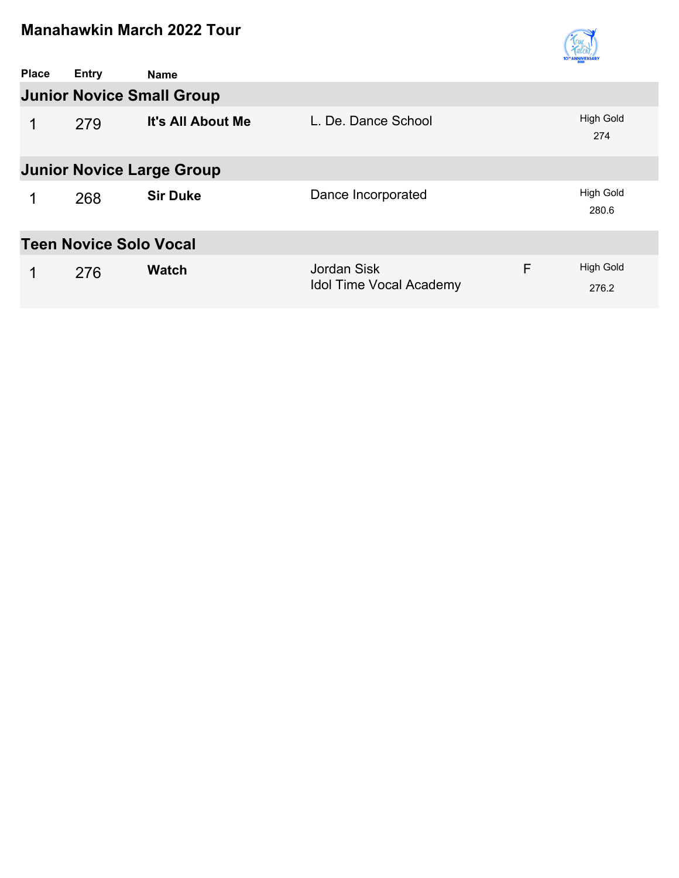# Manahawkin March 2022 Tour

| Place | Entry | Name | | | |
|---|---|---|---|---|---|
| **Junior Novice Small Group** | | | | | |
| 1 | 279 | **It's All About Me** | L. De. Dance School | | High Gold 274 |
| **Junior Novice Large Group** | | | | | |
| 1 | 268 | **Sir Duke** | Dance Incorporated | | High Gold 280.6 |
| **Teen Novice Solo Vocal** | | | | | |
| 1 | 276 | **Watch** | Jordan Sisk<br>Idol Time Vocal Academy | F | High Gold 276.2 |